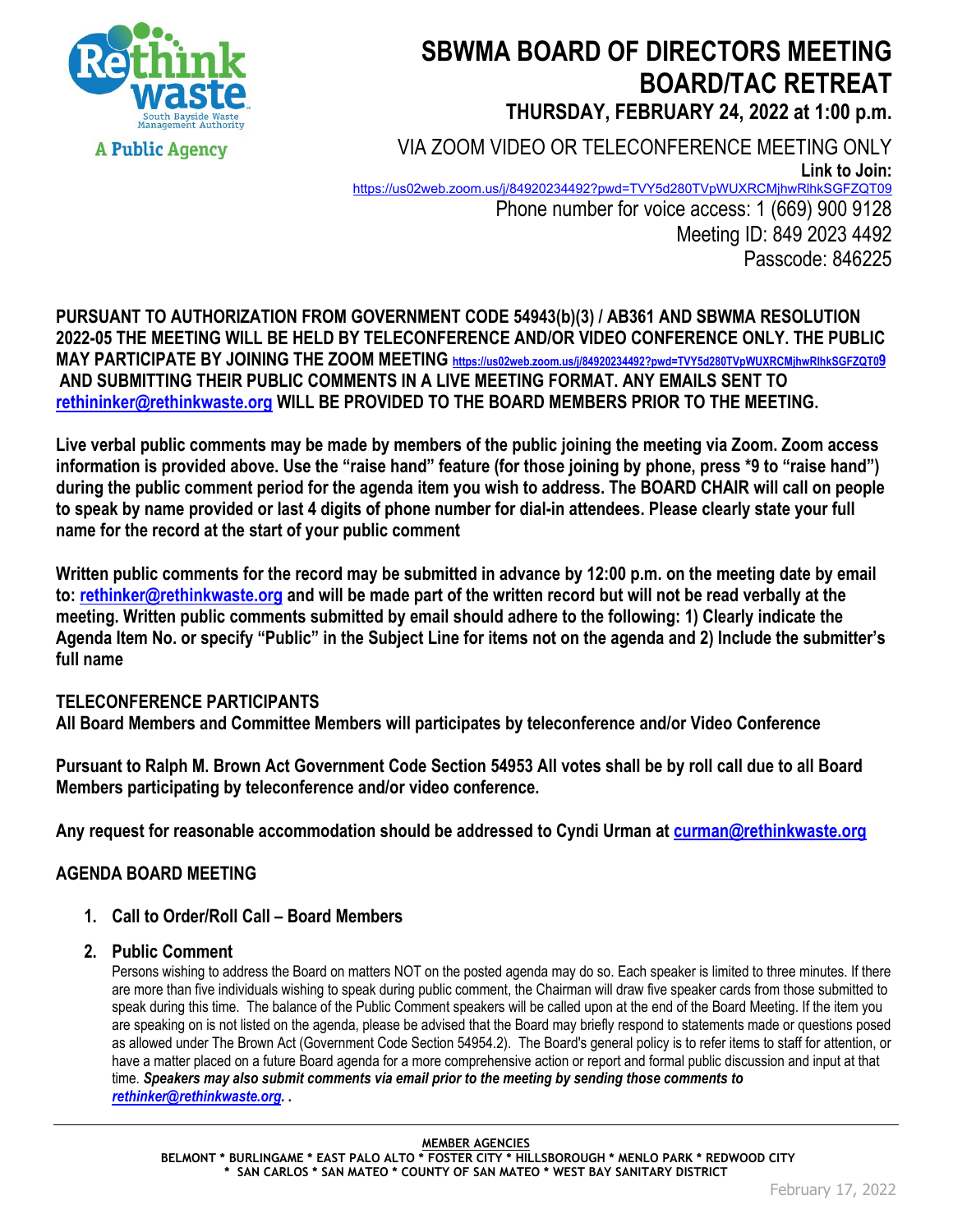Rethink waste
South Bayside Waste Management Authority
A Public Agency

# SBWMA BOARD OF DIRECTORS MEETING
# BOARD/TAC RETREAT

## THURSDAY, FEBRUARY 24, 2022 at 1:00 p.m.

VIA ZOOM VIDEO OR TELECONFERENCE MEETING ONLY

**Link to Join:**
https://us02web.zoom.us/j/84920234492?pwd=TVY5d280TVpWUXRCMjhwRlhkSGFZQT09

Phone number for voice access: 1 (669) 900 9128

Meeting ID: 849 2023 4492

Passcode: 846225

**PURSUANT TO AUTHORIZATION FROM GOVERNMENT CODE 54943(b)(3) / AB361 AND SBWMA RESOLUTION 2022-05 THE MEETING WILL BE HELD BY TELECONFERENCE AND/OR VIDEO CONFERENCE ONLY. THE PUBLIC MAY PARTICIPATE BY JOINING THE ZOOM MEETING https://us02web.zoom.us/j/84920234492?pwd=TVY5d280TVpWUXRCMjhwRlhkSGFZQT09 AND SUBMITTING THEIR PUBLIC COMMENTS IN A LIVE MEETING FORMAT. ANY EMAILS SENT TO rethininker@rethinkwaste.org WILL BE PROVIDED TO THE BOARD MEMBERS PRIOR TO THE MEETING.**

**Live verbal public comments may be made by members of the public joining the meeting via Zoom. Zoom access information is provided above. Use the "raise hand" feature (for those joining by phone, press *9 to "raise hand") during the public comment period for the agenda item you wish to address. The BOARD CHAIR will call on people to speak by name provided or last 4 digits of phone number for dial-in attendees. Please clearly state your full name for the record at the start of your public comment**

**Written public comments for the record may be submitted in advance by 12:00 p.m. on the meeting date by email to: rethinker@rethinkwaste.org and will be made part of the written record but will not be read verbally at the meeting. Written public comments submitted by email should adhere to the following: 1) Clearly indicate the Agenda Item No. or specify "Public" in the Subject Line for items not on the agenda and 2) Include the submitter's full name**

**TELECONFERENCE PARTICIPANTS**
**All Board Members and Committee Members will participates by teleconference and/or Video Conference**

**Pursuant to Ralph M. Brown Act Government Code Section 54953 All votes shall be by roll call due to all Board Members participating by teleconference and/or video conference.**

**Any request for reasonable accommodation should be addressed to Cyndi Urman at curman@rethinkwaste.org**

## AGENDA BOARD MEETING

1. **Call to Order/Roll Call – Board Members**

2. **Public Comment**

   Persons wishing to address the Board on matters NOT on the posted agenda may do so. Each speaker is limited to three minutes. If there are more than five individuals wishing to speak during public comment, the Chairman will draw five speaker cards from those submitted to speak during this time. The balance of the Public Comment speakers will be called upon at the end of the Board Meeting. If the item you are speaking on is not listed on the agenda, please be advised that the Board may briefly respond to statements made or questions posed as allowed under The Brown Act (Government Code Section 54954.2). The Board's general policy is to refer items to staff for attention, or have a matter placed on a future Board agenda for a more comprehensive action or report and formal public discussion and input at that time. ***Speakers may also submit comments via email prior to the meeting by sending those comments to rethinker@rethinkwaste.org. .***

**MEMBER AGENCIES**
BELMONT * BURLINGAME * EAST PALO ALTO * FOSTER CITY * HILLSBOROUGH * MENLO PARK * REDWOOD CITY * SAN CARLOS * SAN MATEO * COUNTY OF SAN MATEO * WEST BAY SANITARY DISTRICT

February 17, 2022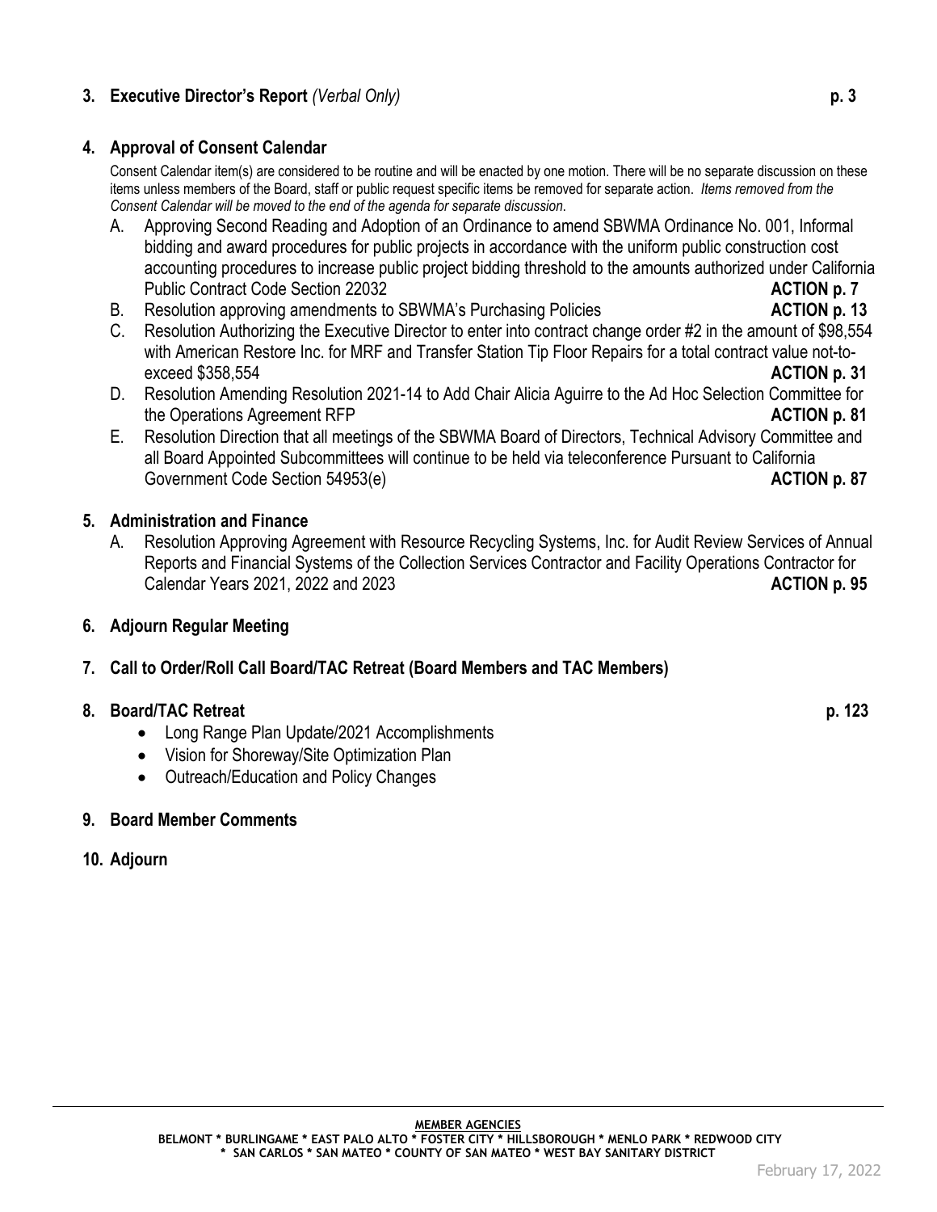**3. Executive Director's Report** *(Verbal Only)* **p. 3**

**4. Approval of Consent Calendar**

Consent Calendar item(s) are considered to be routine and will be enacted by one motion. There will be no separate discussion on these items unless members of the Board, staff or public request specific items be removed for separate action. *Items removed from the Consent Calendar will be moved to the end of the agenda for separate discussion.*

A. Approving Second Reading and Adoption of an Ordinance to amend SBWMA Ordinance No. 001, Informal bidding and award procedures for public projects in accordance with the uniform public construction cost accounting procedures to increase public project bidding threshold to the amounts authorized under California Public Contract Code Section 22032 **ACTION p. 7**

B. Resolution approving amendments to SBWMA's Purchasing Policies **ACTION p. 13**

C. Resolution Authorizing the Executive Director to enter into contract change order #2 in the amount of $98,554 with American Restore Inc. for MRF and Transfer Station Tip Floor Repairs for a total contract value not-to-exceed $358,554 **ACTION p. 31**

D. Resolution Amending Resolution 2021-14 to Add Chair Alicia Aguirre to the Ad Hoc Selection Committee for the Operations Agreement RFP **ACTION p. 81**

E. Resolution Direction that all meetings of the SBWMA Board of Directors, Technical Advisory Committee and all Board Appointed Subcommittees will continue to be held via teleconference Pursuant to California Government Code Section 54953(e) **ACTION p. 87**

**5. Administration and Finance**

A. Resolution Approving Agreement with Resource Recycling Systems, Inc. for Audit Review Services of Annual Reports and Financial Systems of the Collection Services Contractor and Facility Operations Contractor for Calendar Years 2021, 2022 and 2023 **ACTION p. 95**

**6. Adjourn Regular Meeting**

**7. Call to Order/Roll Call Board/TAC Retreat (Board Members and TAC Members)**

**8. Board/TAC Retreat** **p. 123**

- Long Range Plan Update/2021 Accomplishments
- Vision for Shoreway/Site Optimization Plan
- Outreach/Education and Policy Changes

**9. Board Member Comments**

**10. Adjourn**

**MEMBER AGENCIES**

**BELMONT * BURLINGAME * EAST PALO ALTO * FOSTER CITY * HILLSBOROUGH * MENLO PARK * REDWOOD CITY * SAN CARLOS * SAN MATEO * COUNTY OF SAN MATEO * WEST BAY SANITARY DISTRICT**

February 17, 2022